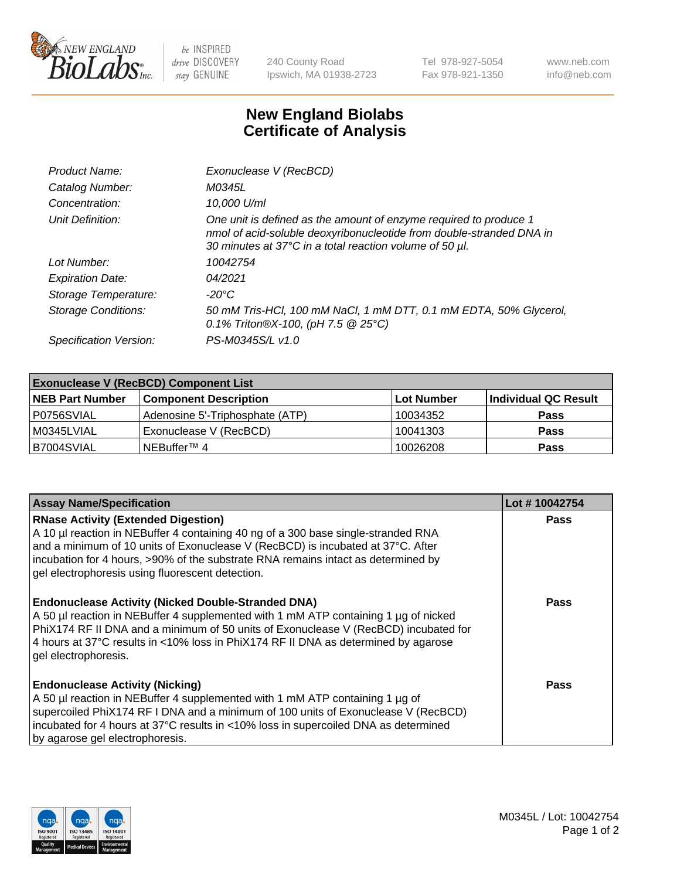# New England Biolabs
# Certificate of Analysis

| | |
|---|---|
| *Product Name:* | *Exonuclease V (RecBCD)* |
| *Catalog Number:* | *M0345L* |
| *Concentration:* | *10,000 U/ml* |
| *Unit Definition:* | *One unit is defined as the amount of enzyme required to produce 1 nmol of acid-soluble deoxyribonucleotide from double-stranded DNA in 30 minutes at 37°C in a total reaction volume of 50 µl.* |
| *Lot Number:* | *10042754* |
| *Expiration Date:* | *04/2021* |
| *Storage Temperature:* | *-20°C* |
| *Storage Conditions:* | *50 mM Tris-HCl, 100 mM NaCl, 1 mM DTT, 0.1 mM EDTA, 50% Glycerol, 0.1% Triton®X-100, (pH 7.5 @ 25°C)* |
| *Specification Version:* | *PS-M0345S/L v1.0* |

| Exonuclease V (RecBCD) Component List | | | |
|---|---|---|---|
| **NEB Part Number** | **Component Description** | **Lot Number** | **Individual QC Result** |
| P0756SVIAL | Adenosine 5'-Triphosphate (ATP) | 10034352 | **Pass** |
| M0345LVIAL | Exonuclease V (RecBCD) | 10041303 | **Pass** |
| B7004SVIAL | NEBuffer™ 4 | 10026208 | **Pass** |

| Assay Name/Specification | Lot # 10042754 |
|---|---|
| **RNase Activity (Extended Digestion)** A 10 µl reaction in NEBuffer 4 containing 40 ng of a 300 base single-stranded RNA and a minimum of 10 units of Exonuclease V (RecBCD) is incubated at 37°C. After incubation for 4 hours, >90% of the substrate RNA remains intact as determined by gel electrophoresis using fluorescent detection. | **Pass** |
| **Endonuclease Activity (Nicked Double-Stranded DNA)** A 50 µl reaction in NEBuffer 4 supplemented with 1 mM ATP containing 1 µg of nicked PhiX174 RF II DNA and a minimum of 50 units of Exonuclease V (RecBCD) incubated for 4 hours at 37°C results in <10% loss in PhiX174 RF II DNA as determined by agarose gel electrophoresis. | **Pass** |
| **Endonuclease Activity (Nicking)** A 50 µl reaction in NEBuffer 4 supplemented with 1 mM ATP containing 1 µg of supercoiled PhiX174 RF I DNA and a minimum of 100 units of Exonuclease V (RecBCD) incubated for 4 hours at 37°C results in <10% loss in supercoiled DNA as determined by agarose gel electrophoresis. | **Pass** |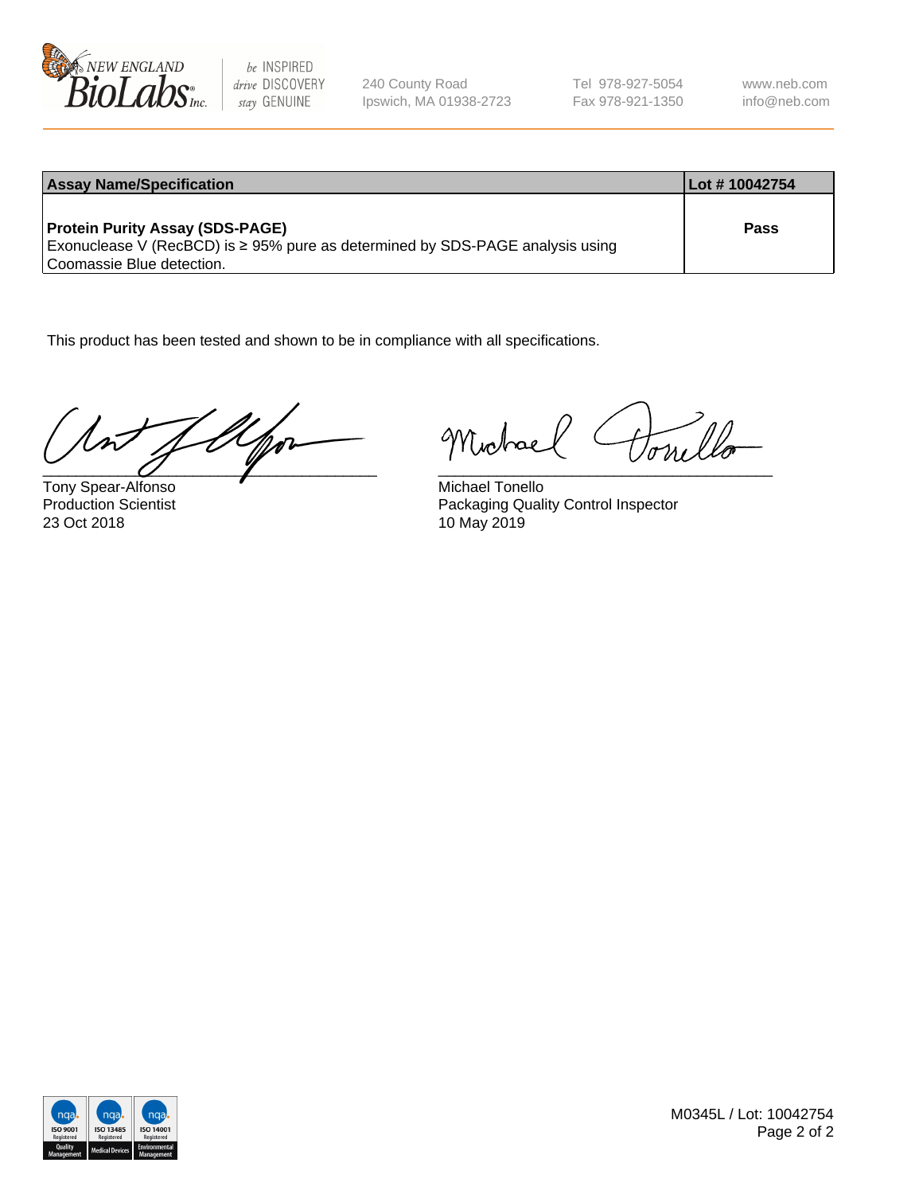| Assay Name/Specification | Lot # 10042754 |
|---|---|
| **Protein Purity Assay (SDS-PAGE)**<br>Exonuclease V (RecBCD) is ≥ 95% pure as determined by SDS-PAGE analysis using Coomassie Blue detection. | **Pass** |

This product has been tested and shown to be in compliance with all specifications.

Tony Spear-Alfonso
Production Scientist
23 Oct 2018

Michael Tonello
Packaging Quality Control Inspector
10 May 2019

M0345L / Lot: 10042754